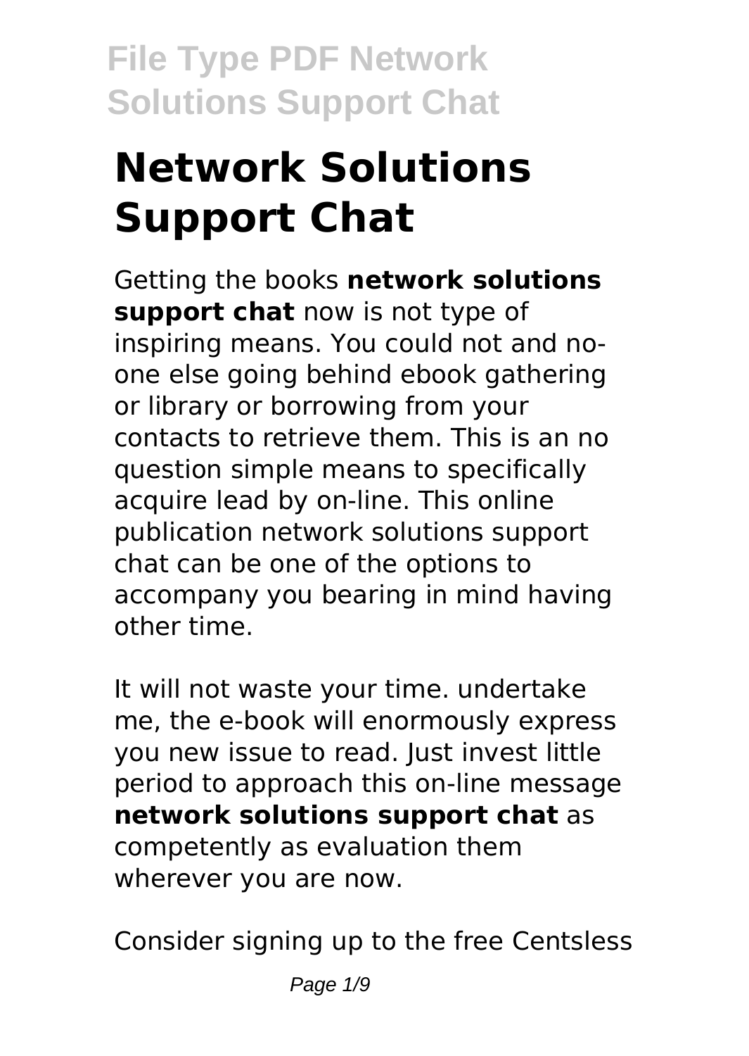# Network Solutions Support Chat

Getting the books **network solutions support chat** now is not type of inspiring means. You could not and no-one else going behind ebook gathering or library or borrowing from your contacts to retrieve them. This is an no question simple means to specifically acquire lead by on-line. This online publication network solutions support chat can be one of the options to accompany you bearing in mind having other time.

It will not waste your time. undertake me, the e-book will enormously express you new issue to read. Just invest little period to approach this on-line message **network solutions support chat** as competently as evaluation them wherever you are now.

Consider signing up to the free Centsless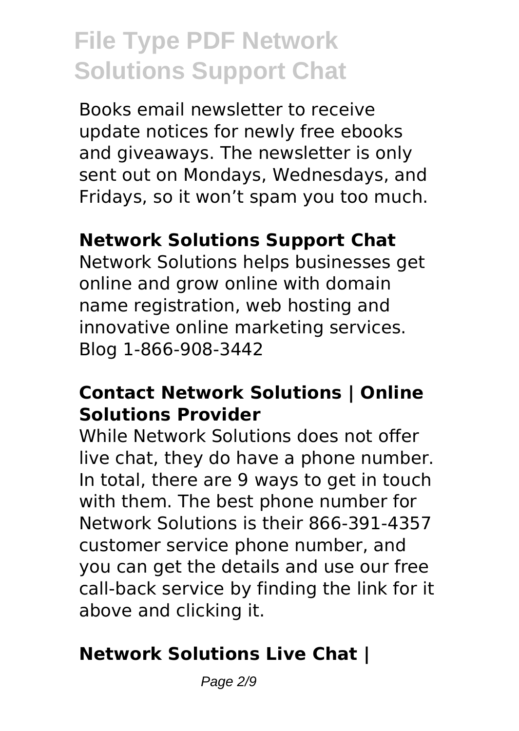Books email newsletter to receive update notices for newly free ebooks and giveaways. The newsletter is only sent out on Mondays, Wednesdays, and Fridays, so it won't spam you too much.

## Network Solutions Support Chat

Network Solutions helps businesses get online and grow online with domain name registration, web hosting and innovative online marketing services. Blog 1-866-908-3442

## Contact Network Solutions | Online Solutions Provider

While Network Solutions does not offer live chat, they do have a phone number. In total, there are 9 ways to get in touch with them. The best phone number for Network Solutions is their 866-391-4357 customer service phone number, and you can get the details and use our free call-back service by finding the link for it above and clicking it.

## Network Solutions Live Chat |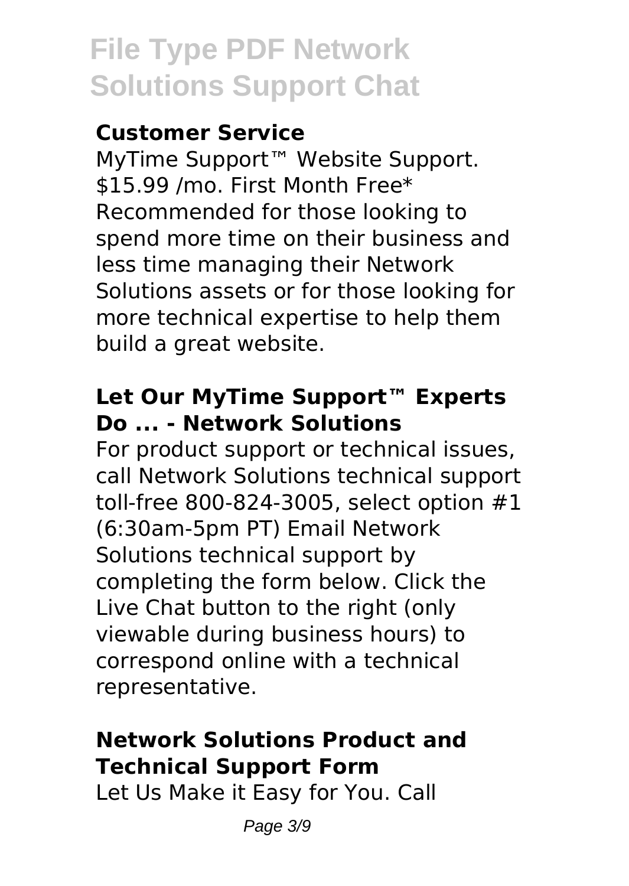### Customer Service

MyTime Support™ Website Support. $15.99 /mo. First Month Free* Recommended for those looking to spend more time on their business and less time managing their Network Solutions assets or for those looking for more technical expertise to help them build a great website.

### Let Our MyTime Support™ Experts Do ... - Network Solutions

For product support or technical issues, call Network Solutions technical support toll-free 800-824-3005, select option #1 (6:30am-5pm PT) Email Network Solutions technical support by completing the form below. Click the Live Chat button to the right (only viewable during business hours) to correspond online with a technical representative.

### Network Solutions Product and Technical Support Form

Let Us Make it Easy for You. Call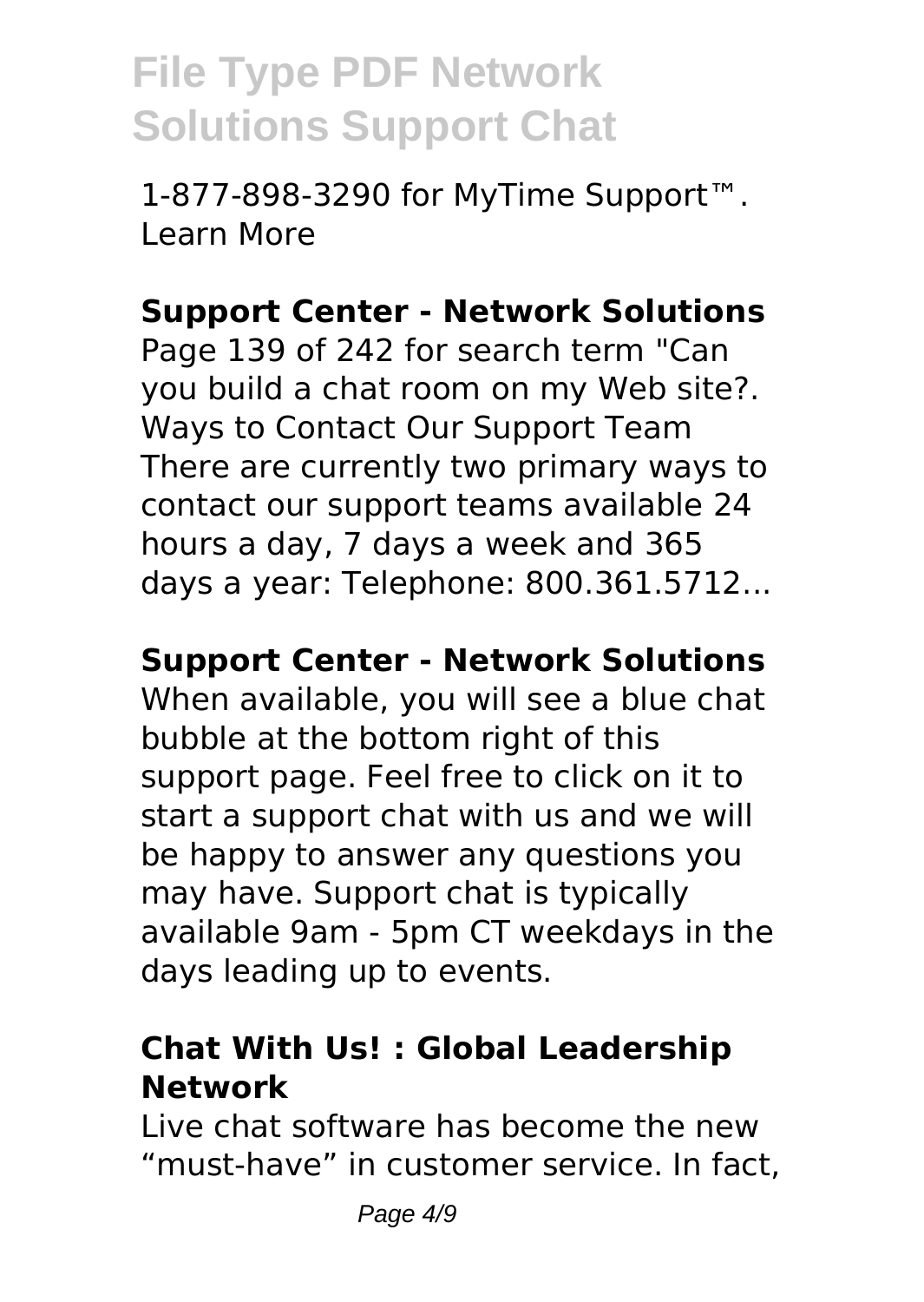1-877-898-3290 for MyTime Support™. Learn More

**Support Center - Network Solutions**

Page 139 of 242 for search term "Can you build a chat room on my Web site?. Ways to Contact Our Support Team There are currently two primary ways to contact our support teams available 24 hours a day, 7 days a week and 365 days a year: Telephone: 800.361.5712...

**Support Center - Network Solutions**

When available, you will see a blue chat bubble at the bottom right of this support page. Feel free to click on it to start a support chat with us and we will be happy to answer any questions you may have. Support chat is typically available 9am - 5pm CT weekdays in the days leading up to events.

**Chat With Us! : Global Leadership Network**

Live chat software has become the new "must-have" in customer service. In fact,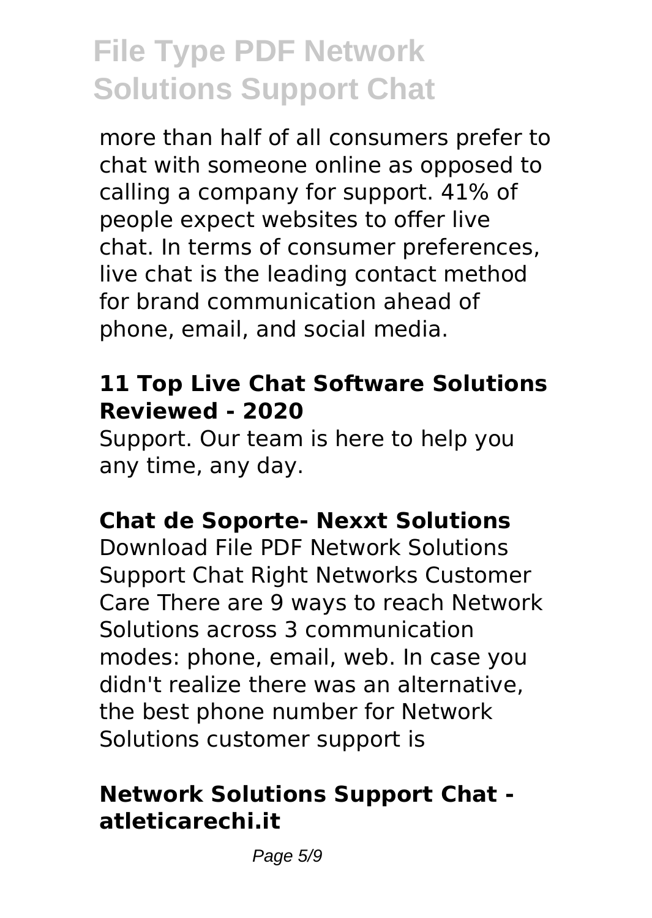more than half of all consumers prefer to chat with someone online as opposed to calling a company for support. 41% of people expect websites to offer live chat. In terms of consumer preferences, live chat is the leading contact method for brand communication ahead of phone, email, and social media.

### 11 Top Live Chat Software Solutions Reviewed - 2020

Support. Our team is here to help you any time, any day.

### Chat de Soporte- Nexxt Solutions

Download File PDF Network Solutions Support Chat Right Networks Customer Care There are 9 ways to reach Network Solutions across 3 communication modes: phone, email, web. In case you didn't realize there was an alternative, the best phone number for Network Solutions customer support is

### Network Solutions Support Chat - atleticarechi.it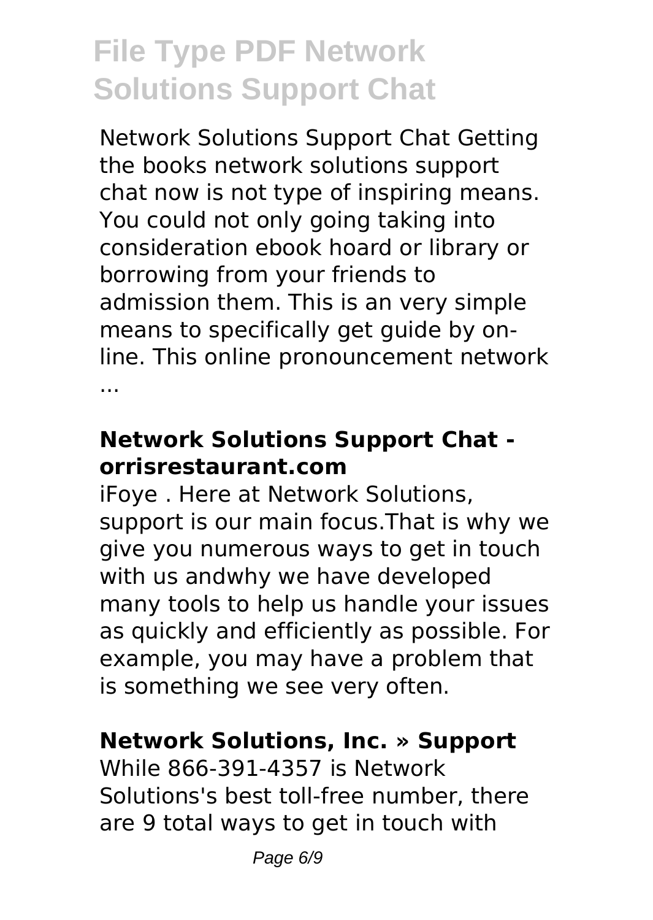Network Solutions Support Chat Getting the books network solutions support chat now is not type of inspiring means. You could not only going taking into consideration ebook hoard or library or borrowing from your friends to admission them. This is an very simple means to specifically get guide by on-line. This online pronouncement network ...

## Network Solutions Support Chat - orrisrestaurant.com

iFoye . Here at Network Solutions, support is our main focus.That is why we give you numerous ways to get in touch with us andwhy we have developed many tools to help us handle your issues as quickly and efficiently as possible. For example, you may have a problem that is something we see very often.

## Network Solutions, Inc. » Support

While 866-391-4357 is Network Solutions's best toll-free number, there are 9 total ways to get in touch with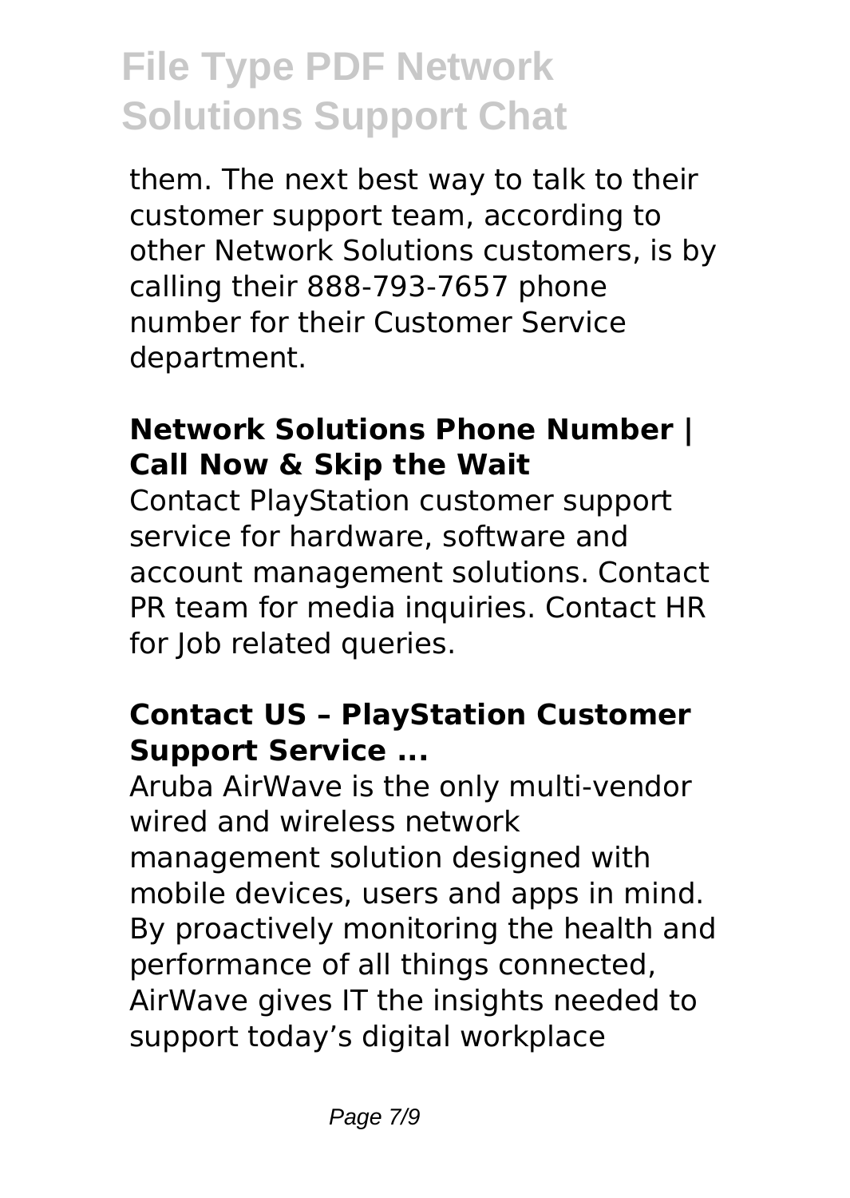them. The next best way to talk to their customer support team, according to other Network Solutions customers, is by calling their 888-793-7657 phone number for their Customer Service department.

### Network Solutions Phone Number | Call Now & Skip the Wait

Contact PlayStation customer support service for hardware, software and account management solutions. Contact PR team for media inquiries. Contact HR for Job related queries.

### Contact US – PlayStation Customer Support Service ...

Aruba AirWave is the only multi-vendor wired and wireless network management solution designed with mobile devices, users and apps in mind. By proactively monitoring the health and performance of all things connected, AirWave gives IT the insights needed to support today's digital workplace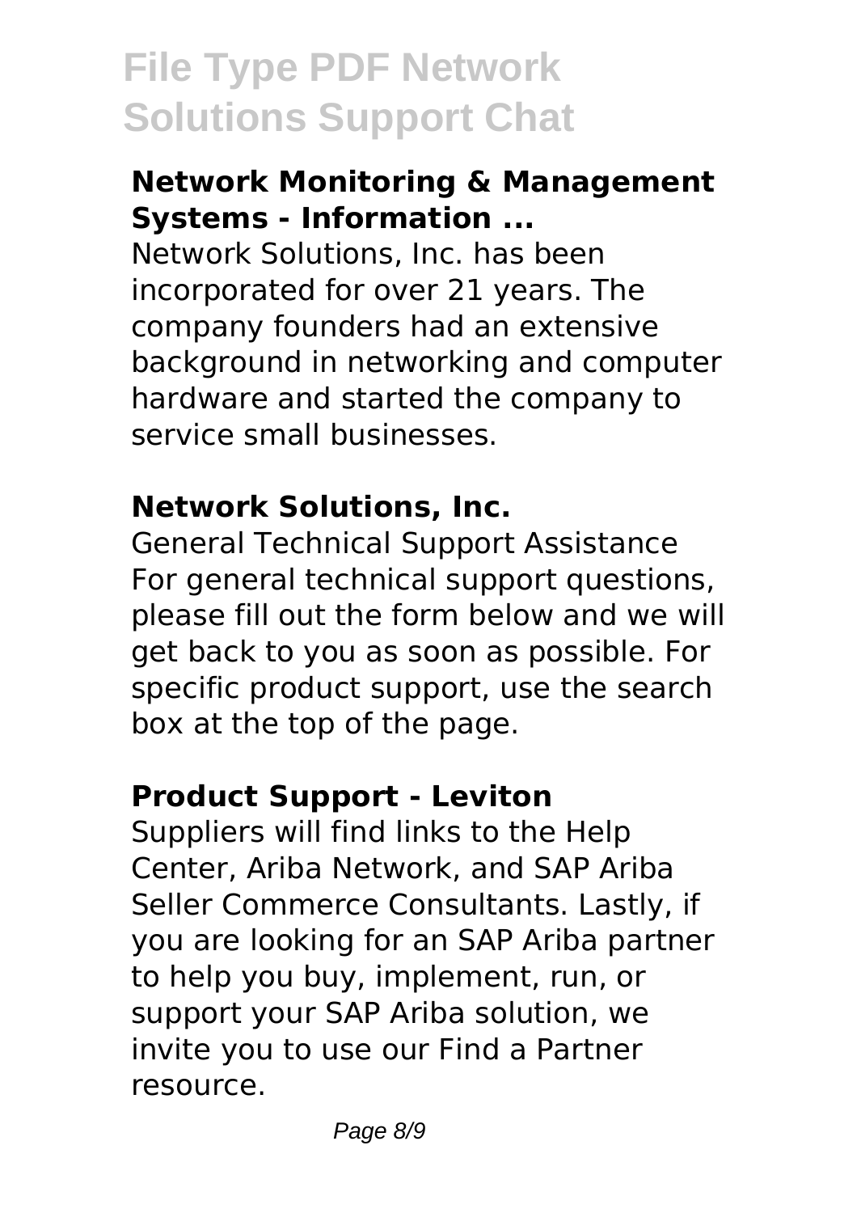### Network Monitoring & Management Systems - Information ...

Network Solutions, Inc. has been incorporated for over 21 years. The company founders had an extensive background in networking and computer hardware and started the company to service small businesses.

### Network Solutions, Inc.

General Technical Support Assistance For general technical support questions, please fill out the form below and we will get back to you as soon as possible. For specific product support, use the search box at the top of the page.

### Product Support - Leviton

Suppliers will find links to the Help Center, Ariba Network, and SAP Ariba Seller Commerce Consultants. Lastly, if you are looking for an SAP Ariba partner to help you buy, implement, run, or support your SAP Ariba solution, we invite you to use our Find a Partner resource.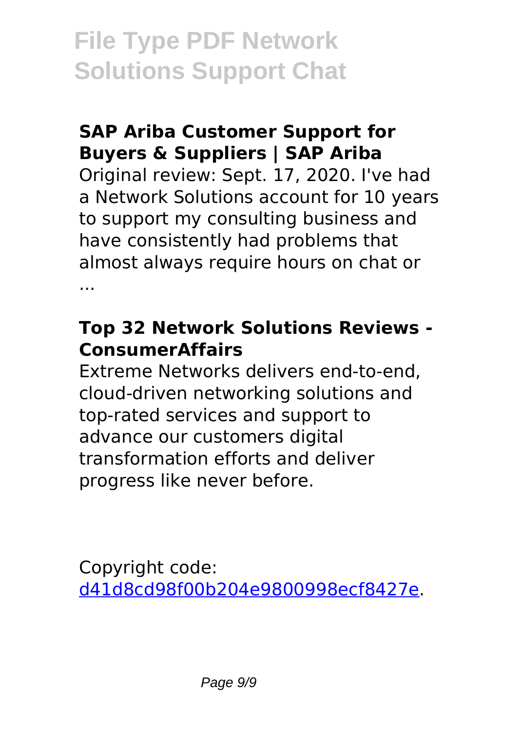### SAP Ariba Customer Support for Buyers & Suppliers | SAP Ariba

Original review: Sept. 17, 2020. I've had a Network Solutions account for 10 years to support my consulting business and have consistently had problems that almost always require hours on chat or ...

### Top 32 Network Solutions Reviews - ConsumerAffairs

Extreme Networks delivers end-to-end, cloud-driven networking solutions and top-rated services and support to advance our customers digital transformation efforts and deliver progress like never before.

Copyright code: d41d8cd98f00b204e9800998ecf8427e.